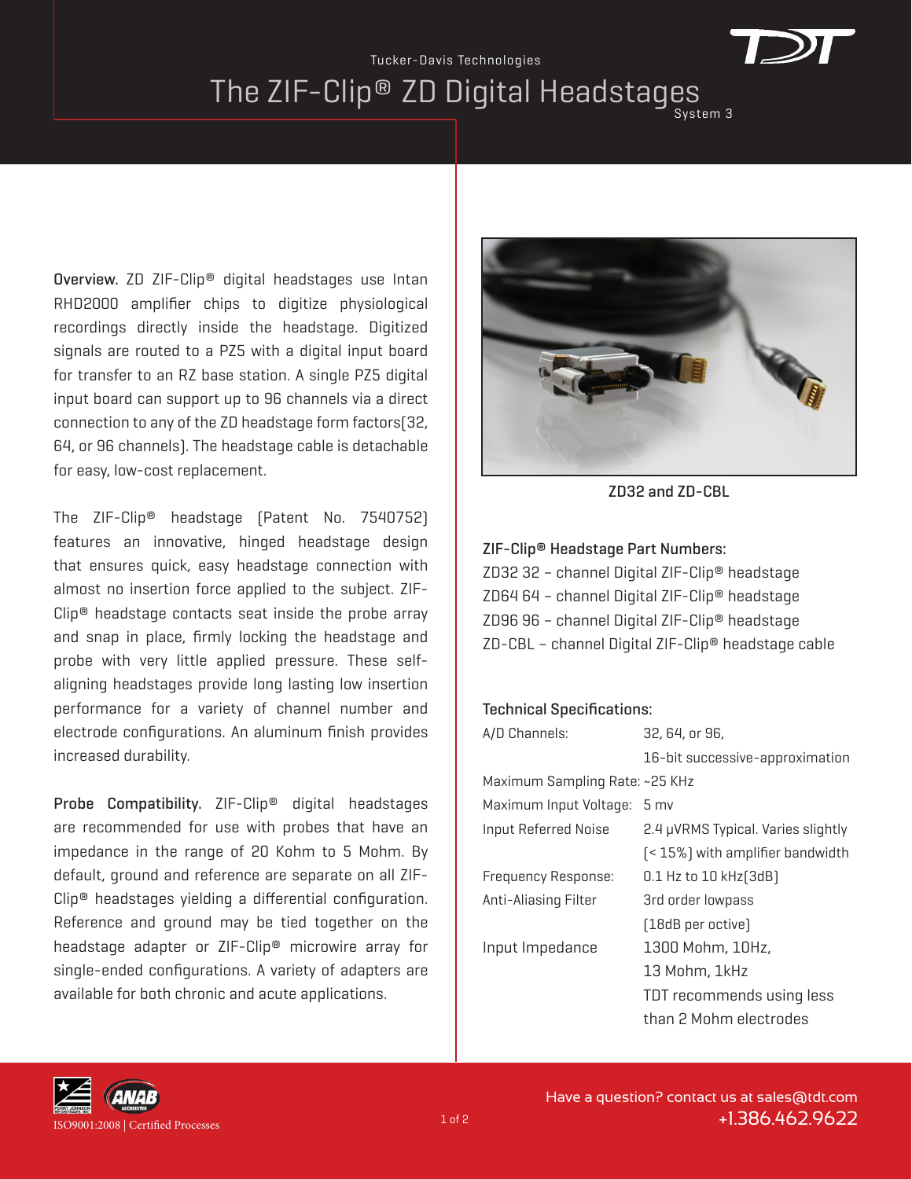Tucker-Davis Technologies

# The ZIF-Clip® ZD Digital Headstages

System 3

**Overview.** ZD ZIF-Clip® digital headstages use Intan RHD2000 amplifier chips to digitize physiological recordings directly inside the headstage. Digitized signals are routed to a PZ5 with a digital input board for transfer to an RZ base station. A single PZ5 digital input board can support up to 96 channels via a direct connection to any of the ZD headstage form factors(32, 64, or 96 channels). The headstage cable is detachable for easy, low-cost replacement.

The ZIF-Clip® headstage (Patent No. 7540752) features an innovative, hinged headstage design that ensures quick, easy headstage connection with almost no insertion force applied to the subject. ZIF-Clip® headstage contacts seat inside the probe array and snap in place, firmly locking the headstage and probe with very little applied pressure. These self-aligning headstages provide long lasting low insertion performance for a variety of channel number and electrode configurations. An aluminum finish provides increased durability.

**Probe Compatibility.** ZIF-Clip® digital headstages are recommended for use with probes that have an impedance in the range of 20 Kohm to 5 Mohm. By default, ground and reference are separate on all ZIF-Clip® headstages yielding a differential configuration. Reference and ground may be tied together on the headstage adapter or ZIF-Clip® microwire array for single-ended configurations. A variety of adapters are available for both chronic and acute applications.

ZD32 and ZD-CBL

**ZIF-Clip® Headstage Part Numbers:**

ZD32 32 – channel Digital ZIF-Clip® headstage
ZD64 64 – channel Digital ZIF-Clip® headstage
ZD96 96 – channel Digital ZIF-Clip® headstage
ZD-CBL – channel Digital ZIF-Clip® headstage cable

**Technical Specifications:**

| | |
|---|---|
| A/D Channels: | 32, 64, or 96, 16-bit successive-approximation |
| Maximum Sampling Rate: | ~25 KHz |
| Maximum Input Voltage: | 5 mv |
| Input Referred Noise | 2.4 μVRMS Typical. Varies slightly (< 15%) with amplifier bandwidth |
| Frequency Response: | 0.1 Hz to 10 kHz(3dB) |
| Anti-Aliasing Filter | 3rd order lowpass (18dB per octive) |
| Input Impedance | 1300 Mohm, 10Hz, 13 Mohm, 1kHz TDT recommends using less than 2 Mohm electrodes |

ISO9001:2008 | Certified Processes

Have a question? contact us at sales@tdt.com
+1.386.462.9622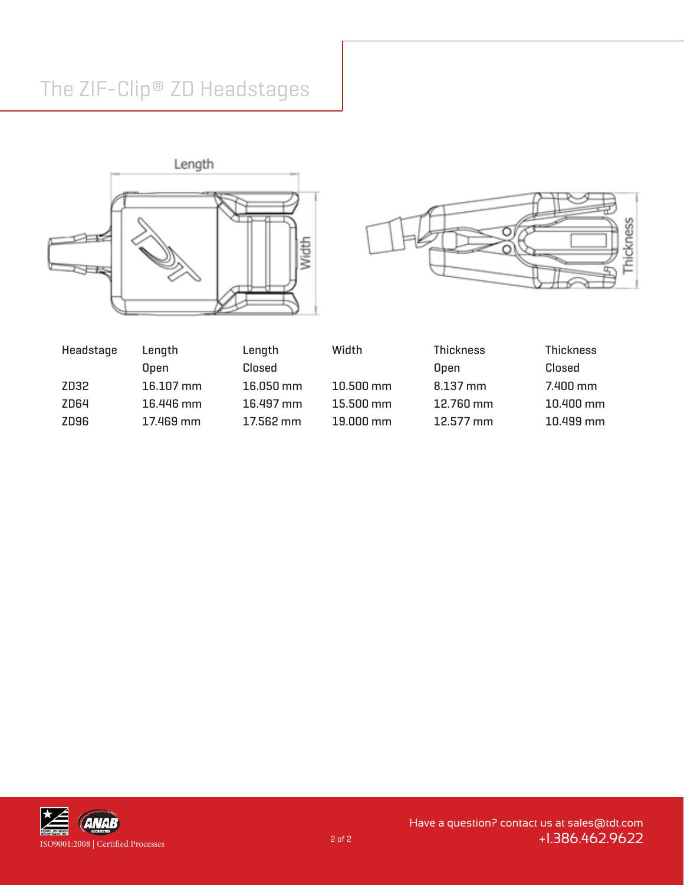# The ZIF-Clip® ZD Headstages

Length

Width

Thickness

| Headstage | Length Open | Length Closed | Width | Thickness Open | Thickness Closed |
|---|---|---|---|---|---|
| ZD32 | 16.107 mm | 16.050 mm | 10.500 mm | 8.137 mm | 7.400 mm |
| ZD64 | 16.446 mm | 16.497 mm | 15.500 mm | 12.760 mm | 10.400 mm |
| ZD96 | 17.469 mm | 17.562 mm | 19.000 mm | 12.577 mm | 10.499 mm |

ISO9001:2008 | Certified Processes

Have a question? contact us at sales@tdt.com
+1.386.462.9622